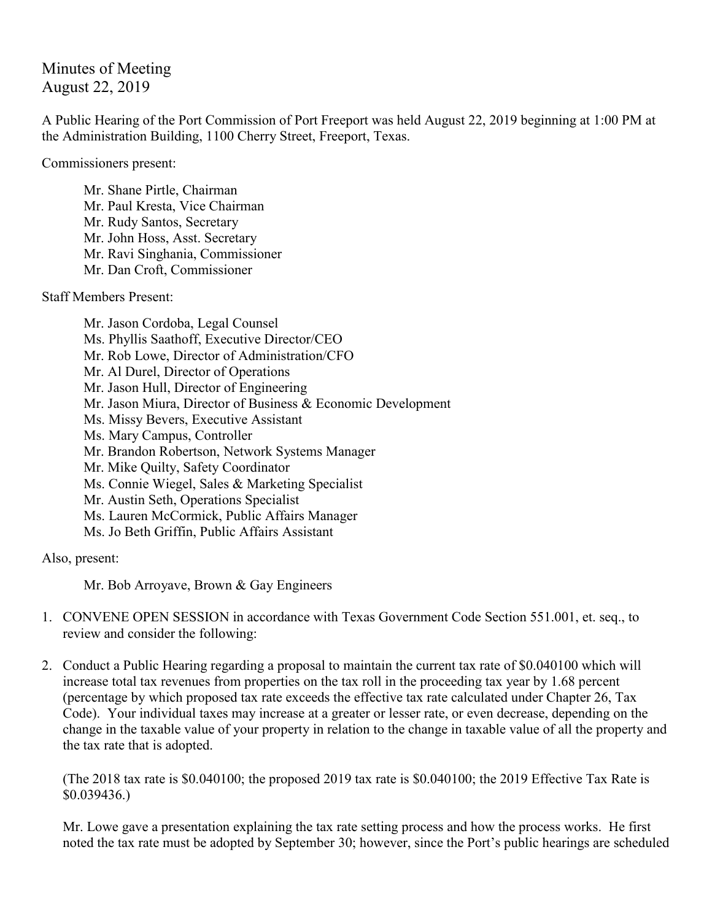Minutes of Meeting
August 22, 2019

A Public Hearing of the Port Commission of Port Freeport was held August 22, 2019 beginning at 1:00 PM at the Administration Building, 1100 Cherry Street, Freeport, Texas.

Commissioners present:

Mr. Shane Pirtle, Chairman
Mr. Paul Kresta, Vice Chairman
Mr. Rudy Santos, Secretary
Mr. John Hoss, Asst. Secretary
Mr. Ravi Singhania, Commissioner
Mr. Dan Croft, Commissioner

Staff Members Present:

Mr. Jason Cordoba, Legal Counsel
Ms. Phyllis Saathoff, Executive Director/CEO
Mr. Rob Lowe, Director of Administration/CFO
Mr. Al Durel, Director of Operations
Mr. Jason Hull, Director of Engineering
Mr. Jason Miura, Director of Business & Economic Development
Ms. Missy Bevers, Executive Assistant
Ms. Mary Campus, Controller
Mr. Brandon Robertson, Network Systems Manager
Mr. Mike Quilty, Safety Coordinator
Ms. Connie Wiegel, Sales & Marketing Specialist
Mr. Austin Seth, Operations Specialist
Ms. Lauren McCormick, Public Affairs Manager
Ms. Jo Beth Griffin, Public Affairs Assistant

Also, present:

Mr. Bob Arroyave, Brown & Gay Engineers

1. CONVENE OPEN SESSION in accordance with Texas Government Code Section 551.001, et. seq., to review and consider the following:

2. Conduct a Public Hearing regarding a proposal to maintain the current tax rate of $0.040100 which will increase total tax revenues from properties on the tax roll in the proceeding tax year by 1.68 percent (percentage by which proposed tax rate exceeds the effective tax rate calculated under Chapter 26, Tax Code). Your individual taxes may increase at a greater or lesser rate, or even decrease, depending on the change in the taxable value of your property in relation to the change in taxable value of all the property and the tax rate that is adopted.

   (The 2018 tax rate is $0.040100; the proposed 2019 tax rate is $0.040100; the 2019 Effective Tax Rate is $0.039436.)

   Mr. Lowe gave a presentation explaining the tax rate setting process and how the process works. He first noted the tax rate must be adopted by September 30; however, since the Port's public hearings are scheduled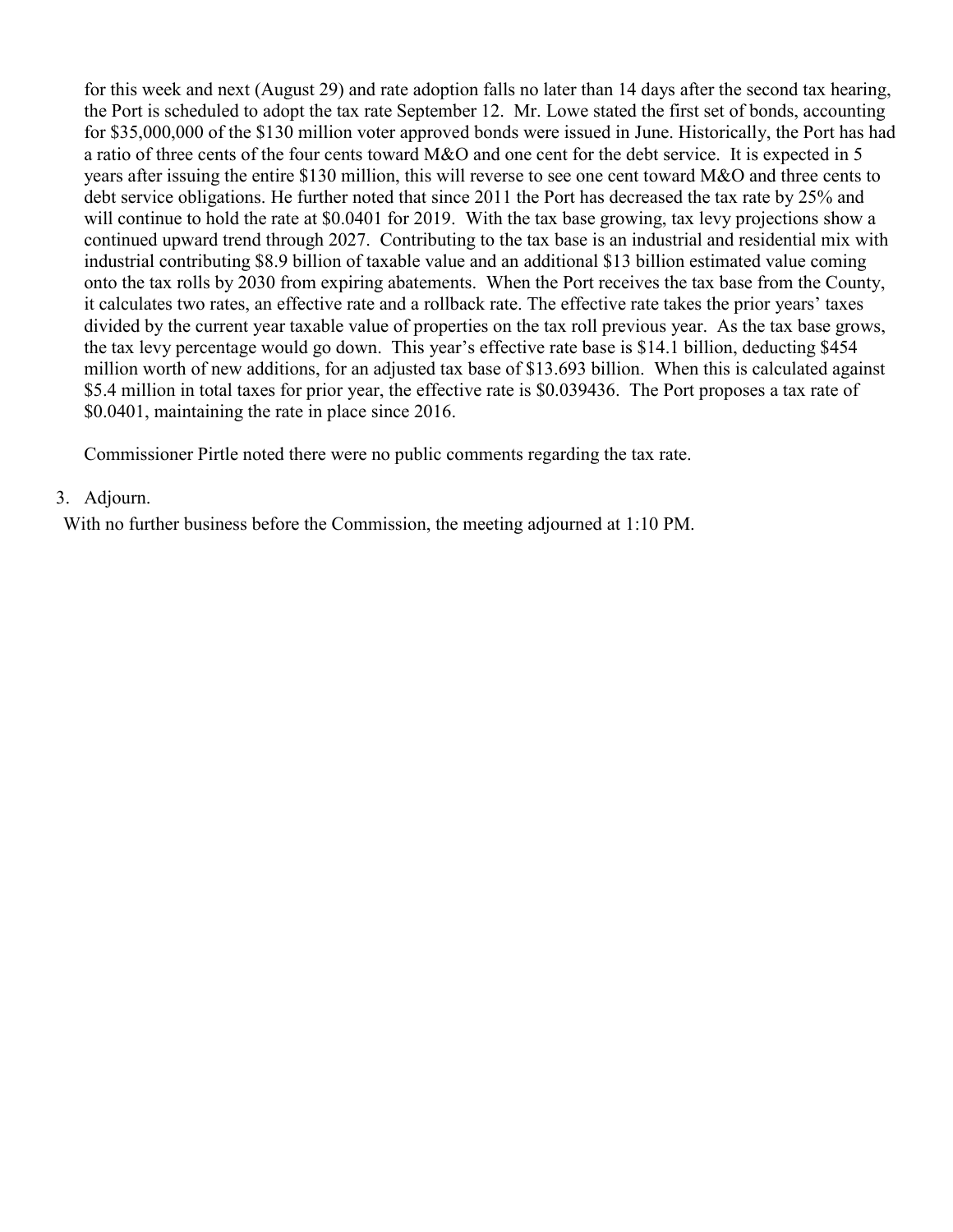for this week and next (August 29) and rate adoption falls no later than 14 days after the second tax hearing, the Port is scheduled to adopt the tax rate September 12. Mr. Lowe stated the first set of bonds, accounting for $35,000,000 of the $130 million voter approved bonds were issued in June. Historically, the Port has had a ratio of three cents of the four cents toward M&O and one cent for the debt service. It is expected in 5 years after issuing the entire $130 million, this will reverse to see one cent toward M&O and three cents to debt service obligations. He further noted that since 2011 the Port has decreased the tax rate by 25% and will continue to hold the rate at $0.0401 for 2019. With the tax base growing, tax levy projections show a continued upward trend through 2027. Contributing to the tax base is an industrial and residential mix with industrial contributing $8.9 billion of taxable value and an additional $13 billion estimated value coming onto the tax rolls by 2030 from expiring abatements. When the Port receives the tax base from the County, it calculates two rates, an effective rate and a rollback rate. The effective rate takes the prior years' taxes divided by the current year taxable value of properties on the tax roll previous year. As the tax base grows, the tax levy percentage would go down. This year's effective rate base is $14.1 billion, deducting $454 million worth of new additions, for an adjusted tax base of $13.693 billion. When this is calculated against $5.4 million in total taxes for prior year, the effective rate is $0.039436. The Port proposes a tax rate of $0.0401, maintaining the rate in place since 2016.

Commissioner Pirtle noted there were no public comments regarding the tax rate.

3. Adjourn.

With no further business before the Commission, the meeting adjourned at 1:10 PM.